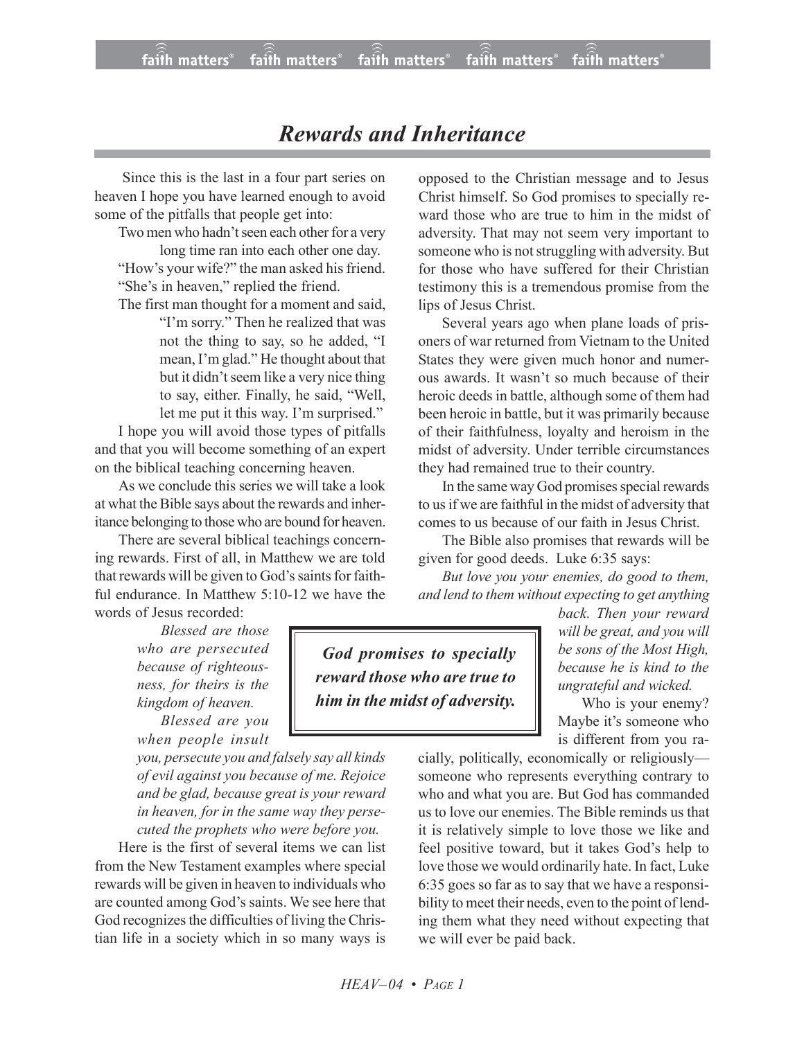# *Rewards and Inheritance*

Since this is the last in a four part series on heaven I hope you have learned enough to avoid some of the pitfalls that people get into:

> Two men who hadn't seen each other for a very long time ran into each other one day. "How's your wife?" the man asked his friend. "She's in heaven," replied the friend.
>
> The first man thought for a moment and said, "I'm sorry." Then he realized that was not the thing to say, so he added, "I mean, I'm glad." He thought about that but it didn't seem like a very nice thing to say, either. Finally, he said, "Well, let me put it this way. I'm surprised."

I hope you will avoid those types of pitfalls and that you will become something of an expert on the biblical teaching concerning heaven.

As we conclude this series we will take a look at what the Bible says about the rewards and inheritance belonging to those who are bound for heaven.

There are several biblical teachings concerning rewards. First of all, in Matthew we are told that rewards will be given to God's saints for faithful endurance. In Matthew 5:10-12 we have the words of Jesus recorded:

> *Blessed are those who are persecuted because of righteousness, for theirs is the kingdom of heaven.*
>
> *Blessed are you when people insult you, persecute you and falsely say all kinds of evil against you because of me. Rejoice and be glad, because great is your reward in heaven, for in the same way they persecuted the prophets who were before you.*

Here is the first of several items we can list from the New Testament examples where special rewards will be given in heaven to individuals who are counted among God's saints. We see here that God recognizes the difficulties of living the Christian life in a society which in so many ways is opposed to the Christian message and to Jesus Christ himself. So God promises to specially reward those who are true to him in the midst of adversity. That may not seem very important to someone who is not struggling with adversity. But for those who have suffered for their Christian testimony this is a tremendous promise from the lips of Jesus Christ.

**God promises to specially reward those who are true to him in the midst of adversity.**

Several years ago when plane loads of prisoners of war returned from Vietnam to the United States they were given much honor and numerous awards. It wasn't so much because of their heroic deeds in battle, although some of them had been heroic in battle, but it was primarily because of their faithfulness, loyalty and heroism in the midst of adversity. Under terrible circumstances they had remained true to their country.

In the same way God promises special rewards to us if we are faithful in the midst of adversity that comes to us because of our faith in Jesus Christ.

The Bible also promises that rewards will be given for good deeds. Luke 6:35 says:

> *But love you your enemies, do good to them, and lend to them without expecting to get anything back. Then your reward will be great, and you will be sons of the Most High, because he is kind to the ungrateful and wicked.*

Who is your enemy? Maybe it's someone who is different from you racially, politically, economically or religiously—someone who represents everything contrary to who and what you are. But God has commanded us to love our enemies. The Bible reminds us that it is relatively simple to love those we like and feel positive toward, but it takes God's help to love those we would ordinarily hate. In fact, Luke 6:35 goes so far as to say that we have a responsibility to meet their needs, even to the point of lending them what they need without expecting that we will ever be paid back.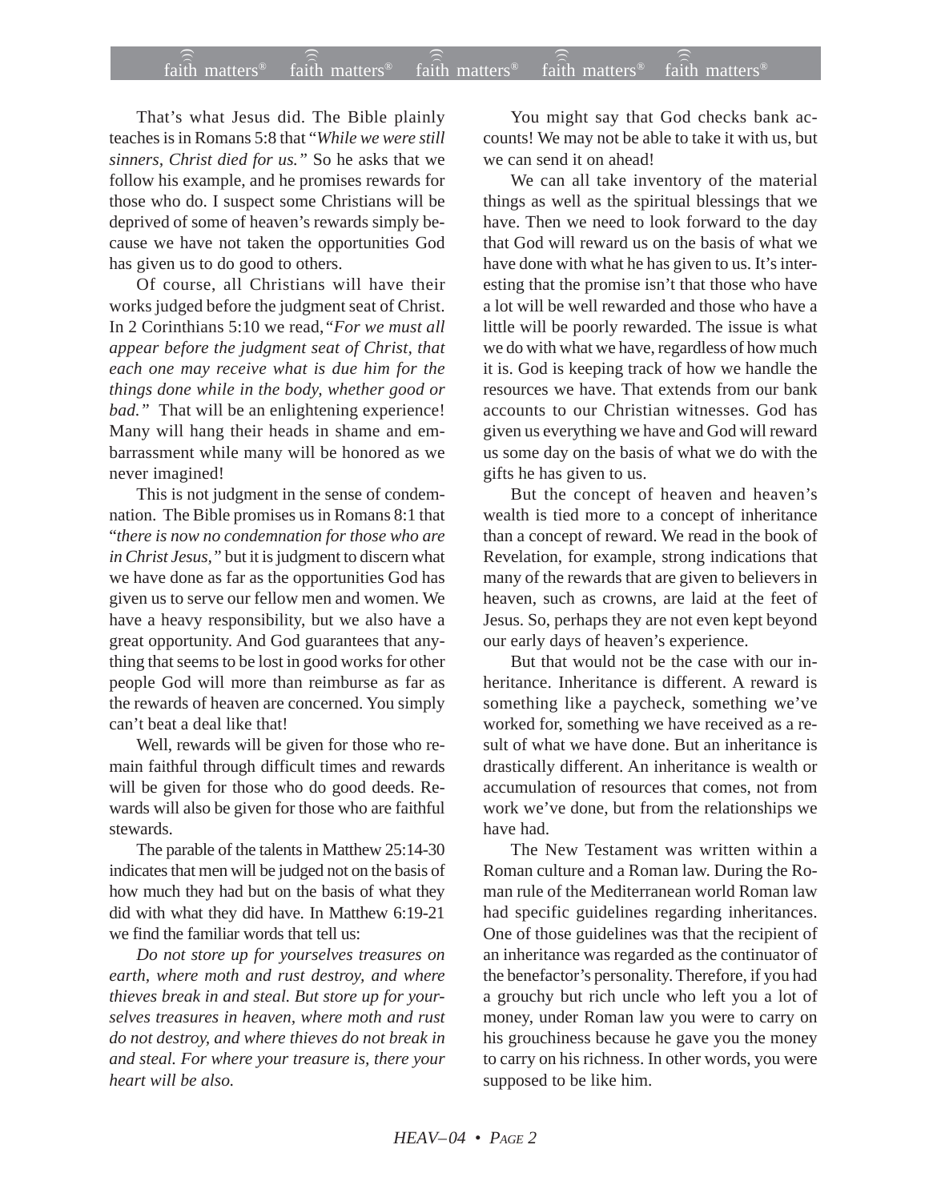That's what Jesus did. The Bible plainly teaches is in Romans 5:8 that "*While we were still sinners, Christ died for us.*" So he asks that we follow his example, and he promises rewards for those who do. I suspect some Christians will be deprived of some of heaven's rewards simply because we have not taken the opportunities God has given us to do good to others.

Of course, all Christians will have their works judged before the judgment seat of Christ. In 2 Corinthians 5:10 we read, "*For we must all appear before the judgment seat of Christ, that each one may receive what is due him for the things done while in the body, whether good or bad.*" That will be an enlightening experience! Many will hang their heads in shame and embarrassment while many will be honored as we never imagined!

This is not judgment in the sense of condemnation. The Bible promises us in Romans 8:1 that "*there is now no condemnation for those who are in Christ Jesus,*" but it is judgment to discern what we have done as far as the opportunities God has given us to serve our fellow men and women. We have a heavy responsibility, but we also have a great opportunity. And God guarantees that anything that seems to be lost in good works for other people God will more than reimburse as far as the rewards of heaven are concerned. You simply can't beat a deal like that!

Well, rewards will be given for those who remain faithful through difficult times and rewards will be given for those who do good deeds. Rewards will also be given for those who are faithful stewards.

The parable of the talents in Matthew 25:14-30 indicates that men will be judged not on the basis of how much they had but on the basis of what they did with what they did have. In Matthew 6:19-21 we find the familiar words that tell us:

*Do not store up for yourselves treasures on earth, where moth and rust destroy, and where thieves break in and steal. But store up for yourselves treasures in heaven, where moth and rust do not destroy, and where thieves do not break in and steal. For where your treasure is, there your heart will be also.*

You might say that God checks bank accounts! We may not be able to take it with us, but we can send it on ahead!

We can all take inventory of the material things as well as the spiritual blessings that we have. Then we need to look forward to the day that God will reward us on the basis of what we have done with what he has given to us. It's interesting that the promise isn't that those who have a lot will be well rewarded and those who have a little will be poorly rewarded. The issue is what we do with what we have, regardless of how much it is. God is keeping track of how we handle the resources we have. That extends from our bank accounts to our Christian witnesses. God has given us everything we have and God will reward us some day on the basis of what we do with the gifts he has given to us.

But the concept of heaven and heaven's wealth is tied more to a concept of inheritance than a concept of reward. We read in the book of Revelation, for example, strong indications that many of the rewards that are given to believers in heaven, such as crowns, are laid at the feet of Jesus. So, perhaps they are not even kept beyond our early days of heaven's experience.

But that would not be the case with our inheritance. Inheritance is different. A reward is something like a paycheck, something we've worked for, something we have received as a result of what we have done. But an inheritance is drastically different. An inheritance is wealth or accumulation of resources that comes, not from work we've done, but from the relationships we have had.

The New Testament was written within a Roman culture and a Roman law. During the Roman rule of the Mediterranean world Roman law had specific guidelines regarding inheritances. One of those guidelines was that the recipient of an inheritance was regarded as the continuator of the benefactor's personality. Therefore, if you had a grouchy but rich uncle who left you a lot of money, under Roman law you were to carry on his grouchiness because he gave you the money to carry on his richness. In other words, you were supposed to be like him.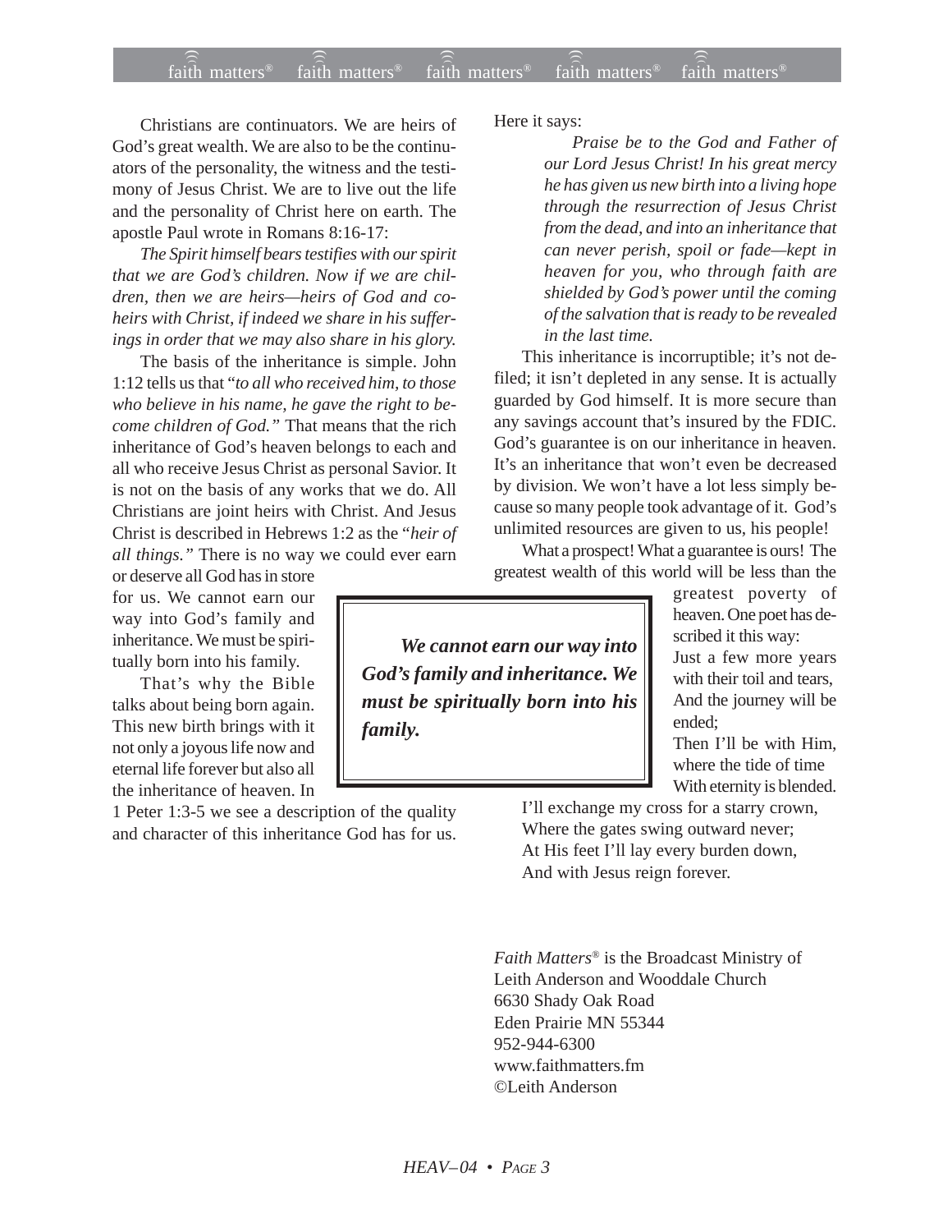Christians are continuators. We are heirs of God's great wealth. We are also to be the continuators of the personality, the witness and the testimony of Jesus Christ. We are to live out the life and the personality of Christ here on earth. The apostle Paul wrote in Romans 8:16-17:

*The Spirit himself bears testifies with our spirit that we are God's children. Now if we are children, then we are heirs—heirs of God and co-heirs with Christ, if indeed we share in his sufferings in order that we may also share in his glory.*

The basis of the inheritance is simple. John 1:12 tells us that "*to all who received him, to those who believe in his name, he gave the right to become children of God.*" That means that the rich inheritance of God's heaven belongs to each and all who receive Jesus Christ as personal Savior. It is not on the basis of any works that we do. All Christians are joint heirs with Christ. And Jesus Christ is described in Hebrews 1:2 as the "*heir of all things.*" There is no way we could ever earn or deserve all God has in store for us. We cannot earn our way into God's family and inheritance. We must be spiritually born into his family.

That's why the Bible talks about being born again. This new birth brings with it not only a joyous life now and eternal life forever but also all the inheritance of heaven. In 1 Peter 1:3-5 we see a description of the quality and character of this inheritance God has for us. Here it says:

> *Praise be to the God and Father of our Lord Jesus Christ! In his great mercy he has given us new birth into a living hope through the resurrection of Jesus Christ from the dead, and into an inheritance that can never perish, spoil or fade—kept in heaven for you, who through faith are shielded by God's power until the coming of the salvation that is ready to be revealed in the last time.*

This inheritance is incorruptible; it's not defiled; it isn't depleted in any sense. It is actually guarded by God himself. It is more secure than any savings account that's insured by the FDIC. God's guarantee is on our inheritance in heaven. It's an inheritance that won't even be decreased by division. We won't have a lot less simply because so many people took advantage of it. God's unlimited resources are given to us, his people!

What a prospect! What a guarantee is ours! The greatest wealth of this world will be less than the greatest poverty of heaven. One poet has described it this way:

Just a few more years with their toil and tears,
And the journey will be ended;
Then I'll be with Him, where the tide of time
With eternity is blended.
I'll exchange my cross for a starry crown,
Where the gates swing outward never;
At His feet I'll lay every burden down,
And with Jesus reign forever.

> ***We cannot earn our way into God's family and inheritance. We must be spiritually born into his family.***

*Faith Matters*® is the Broadcast Ministry of
Leith Anderson and Wooddale Church
6630 Shady Oak Road
Eden Prairie MN 55344
952-944-6300
www.faithmatters.fm
©Leith Anderson